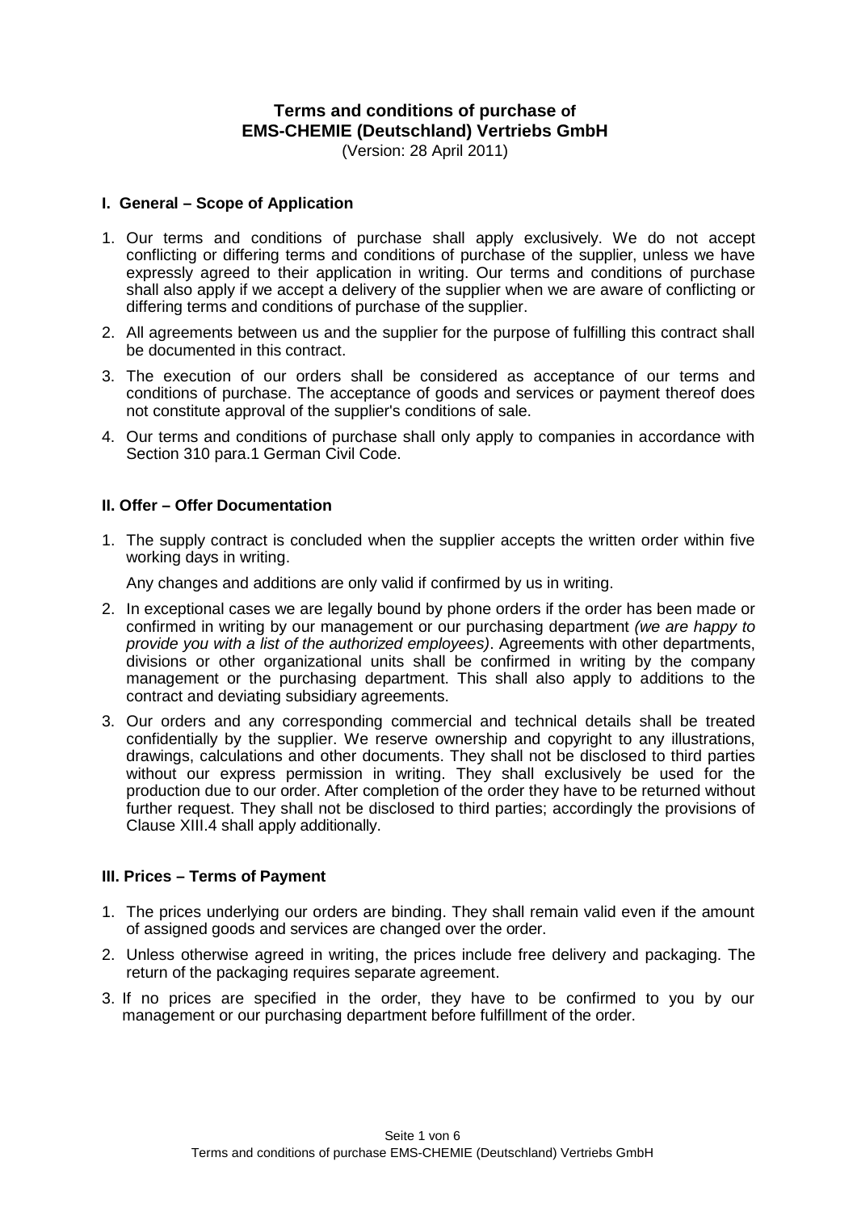# Terms and conditions of purchase of EMS-CHEMIE (Deutschland) Vertriebs GmbH

(Version: 28 April 2011)

## I. General – Scope of Application

1. Our terms and conditions of purchase shall apply exclusively. We do not accept conflicting or differing terms and conditions of purchase of the supplier, unless we have expressly agreed to their application in writing. Our terms and conditions of purchase shall also apply if we accept a delivery of the supplier when we are aware of conflicting or differing terms and conditions of purchase of the supplier.
2. All agreements between us and the supplier for the purpose of fulfilling this contract shall be documented in this contract.
3. The execution of our orders shall be considered as acceptance of our terms and conditions of purchase. The acceptance of goods and services or payment thereof does not constitute approval of the supplier's conditions of sale.
4. Our terms and conditions of purchase shall only apply to companies in accordance with Section 310 para.1 German Civil Code.

## II. Offer – Offer Documentation

1. The supply contract is concluded when the supplier accepts the written order within five working days in writing.

   Any changes and additions are only valid if confirmed by us in writing.
2. In exceptional cases we are legally bound by phone orders if the order has been made or confirmed in writing by our management or our purchasing department *(we are happy to provide you with a list of the authorized employees)*. Agreements with other departments, divisions or other organizational units shall be confirmed in writing by the company management or the purchasing department. This shall also apply to additions to the contract and deviating subsidiary agreements.
3. Our orders and any corresponding commercial and technical details shall be treated confidentially by the supplier. We reserve ownership and copyright to any illustrations, drawings, calculations and other documents. They shall not be disclosed to third parties without our express permission in writing. They shall exclusively be used for the production due to our order. After completion of the order they have to be returned without further request. They shall not be disclosed to third parties; accordingly the provisions of Clause XIII.4 shall apply additionally.

## III. Prices – Terms of Payment

1. The prices underlying our orders are binding. They shall remain valid even if the amount of assigned goods and services are changed over the order.
2. Unless otherwise agreed in writing, the prices include free delivery and packaging. The return of the packaging requires separate agreement.
3. If no prices are specified in the order, they have to be confirmed to you by our management or our purchasing department before fulfillment of the order.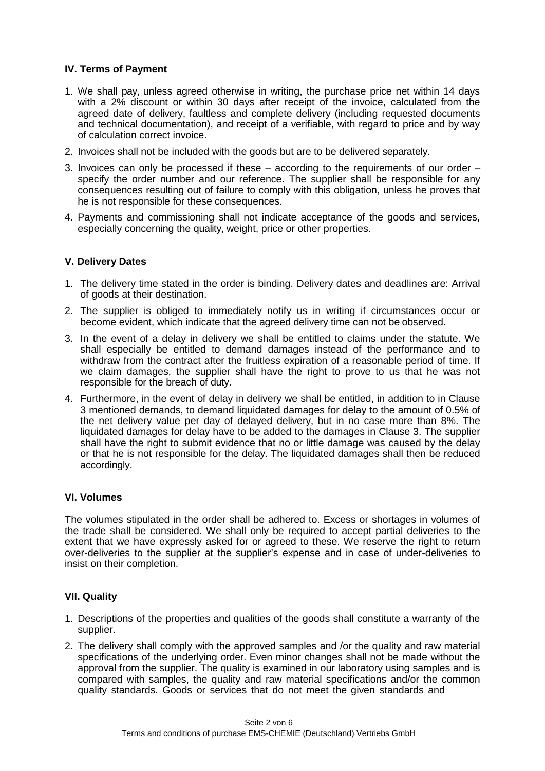## IV. Terms of Payment

1. We shall pay, unless agreed otherwise in writing, the purchase price net within 14 days with a 2% discount or within 30 days after receipt of the invoice, calculated from the agreed date of delivery, faultless and complete delivery (including requested documents and technical documentation), and receipt of a verifiable, with regard to price and by way of calculation correct invoice.
2. Invoices shall not be included with the goods but are to be delivered separately.
3. Invoices can only be processed if these – according to the requirements of our order – specify the order number and our reference. The supplier shall be responsible for any consequences resulting out of failure to comply with this obligation, unless he proves that he is not responsible for these consequences.
4. Payments and commissioning shall not indicate acceptance of the goods and services, especially concerning the quality, weight, price or other properties.

## V. Delivery Dates

1. The delivery time stated in the order is binding. Delivery dates and deadlines are: Arrival of goods at their destination.
2. The supplier is obliged to immediately notify us in writing if circumstances occur or become evident, which indicate that the agreed delivery time can not be observed.
3. In the event of a delay in delivery we shall be entitled to claims under the statute. We shall especially be entitled to demand damages instead of the performance and to withdraw from the contract after the fruitless expiration of a reasonable period of time. If we claim damages, the supplier shall have the right to prove to us that he was not responsible for the breach of duty.
4. Furthermore, in the event of delay in delivery we shall be entitled, in addition to in Clause 3 mentioned demands, to demand liquidated damages for delay to the amount of 0.5% of the net delivery value per day of delayed delivery, but in no case more than 8%. The liquidated damages for delay have to be added to the damages in Clause 3. The supplier shall have the right to submit evidence that no or little damage was caused by the delay or that he is not responsible for the delay. The liquidated damages shall then be reduced accordingly.

## VI. Volumes

The volumes stipulated in the order shall be adhered to. Excess or shortages in volumes of the trade shall be considered. We shall only be required to accept partial deliveries to the extent that we have expressly asked for or agreed to these. We reserve the right to return over-deliveries to the supplier at the supplier's expense and in case of under-deliveries to insist on their completion.

## VII. Quality

1. Descriptions of the properties and qualities of the goods shall constitute a warranty of the supplier.
2. The delivery shall comply with the approved samples /and/or the quality and raw material specifications of the underlying order. Even minor changes shall not be made without the approval from the supplier. The quality is examined in our laboratory using samples and is compared with samples, the quality and raw material specifications and/or the common quality standards. Goods or services that do not meet the given standards and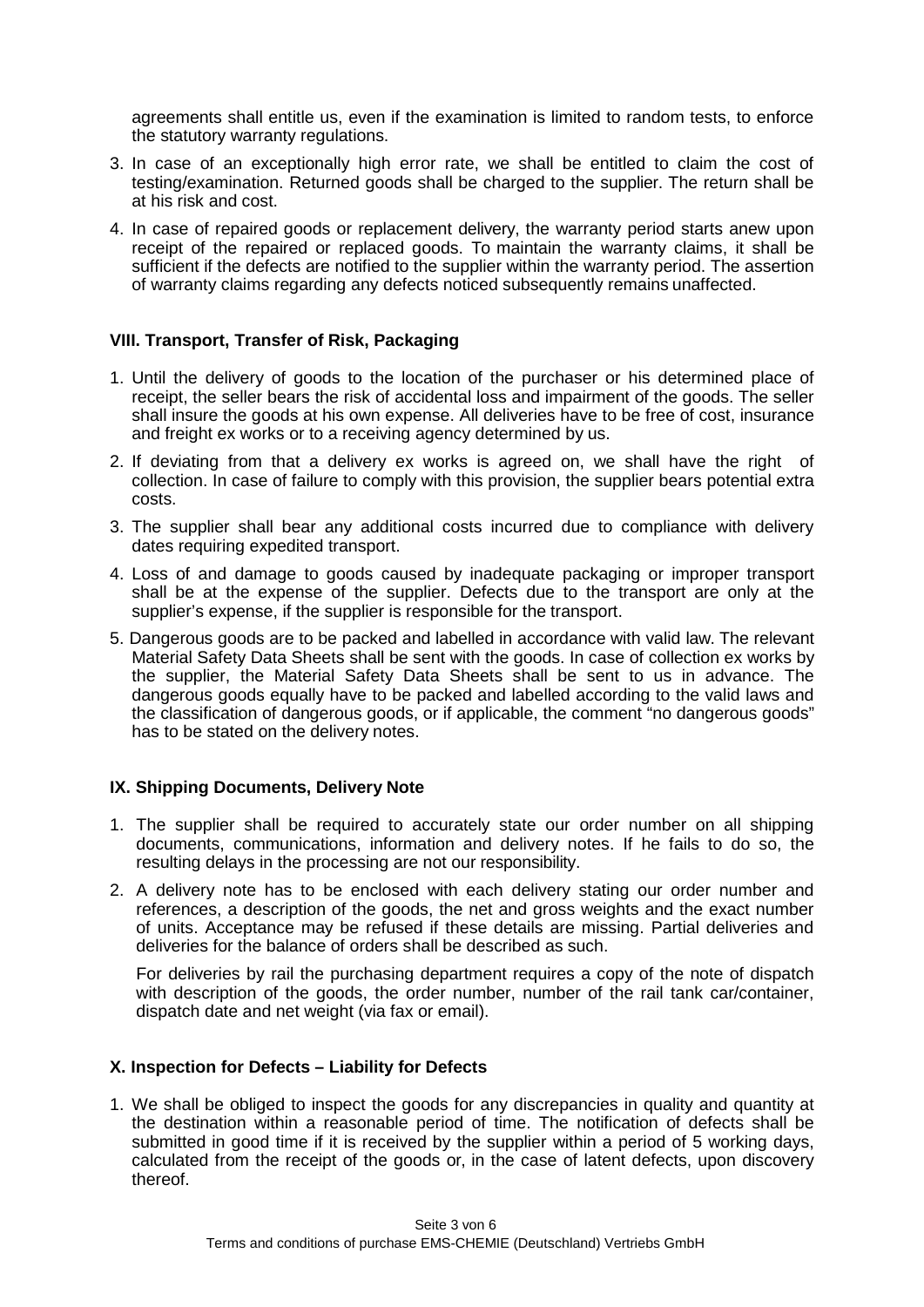agreements shall entitle us, even if the examination is limited to random tests, to enforce the statutory warranty regulations.

3. In case of an exceptionally high error rate, we shall be entitled to claim the cost of testing/examination. Returned goods shall be charged to the supplier. The return shall be at his risk and cost.
4. In case of repaired goods or replacement delivery, the warranty period starts anew upon receipt of the repaired or replaced goods. To maintain the warranty claims, it shall be sufficient if the defects are notified to the supplier within the warranty period. The assertion of warranty claims regarding any defects noticed subsequently remains unaffected.

## VIII. Transport, Transfer of Risk, Packaging

1. Until the delivery of goods to the location of the purchaser or his determined place of receipt, the seller bears the risk of accidental loss and impairment of the goods. The seller shall insure the goods at his own expense. All deliveries have to be free of cost, insurance and freight ex works or to a receiving agency determined by us.
2. If deviating from that a delivery ex works is agreed on, we shall have the right of collection. In case of failure to comply with this provision, the supplier bears potential extra costs.
3. The supplier shall bear any additional costs incurred due to compliance with delivery dates requiring expedited transport.
4. Loss of and damage to goods caused by inadequate packaging or improper transport shall be at the expense of the supplier. Defects due to the transport are only at the supplier's expense, if the supplier is responsible for the transport.
5. Dangerous goods are to be packed and labelled in accordance with valid law. The relevant Material Safety Data Sheets shall be sent with the goods. In case of collection ex works by the supplier, the Material Safety Data Sheets shall be sent to us in advance. The dangerous goods equally have to be packed and labelled according to the valid laws and the classification of dangerous goods, or if applicable, the comment "no dangerous goods" has to be stated on the delivery notes.

## IX. Shipping Documents, Delivery Note

1. The supplier shall be required to accurately state our order number on all shipping documents, communications, information and delivery notes. If he fails to do so, the resulting delays in the processing are not our responsibility.
2. A delivery note has to be enclosed with each delivery stating our order number and references, a description of the goods, the net and gross weights and the exact number of units. Acceptance may be refused if these details are missing. Partial deliveries and deliveries for the balance of orders shall be described as such.

   For deliveries by rail the purchasing department requires a copy of the note of dispatch with description of the goods, the order number, number of the rail tank car/container, dispatch date and net weight (via fax or email).

## X. Inspection for Defects – Liability for Defects

1. We shall be obliged to inspect the goods for any discrepancies in quality and quantity at the destination within a reasonable period of time. The notification of defects shall be submitted in good time if it is received by the supplier within a period of 5 working days, calculated from the receipt of the goods or, in the case of latent defects, upon discovery thereof.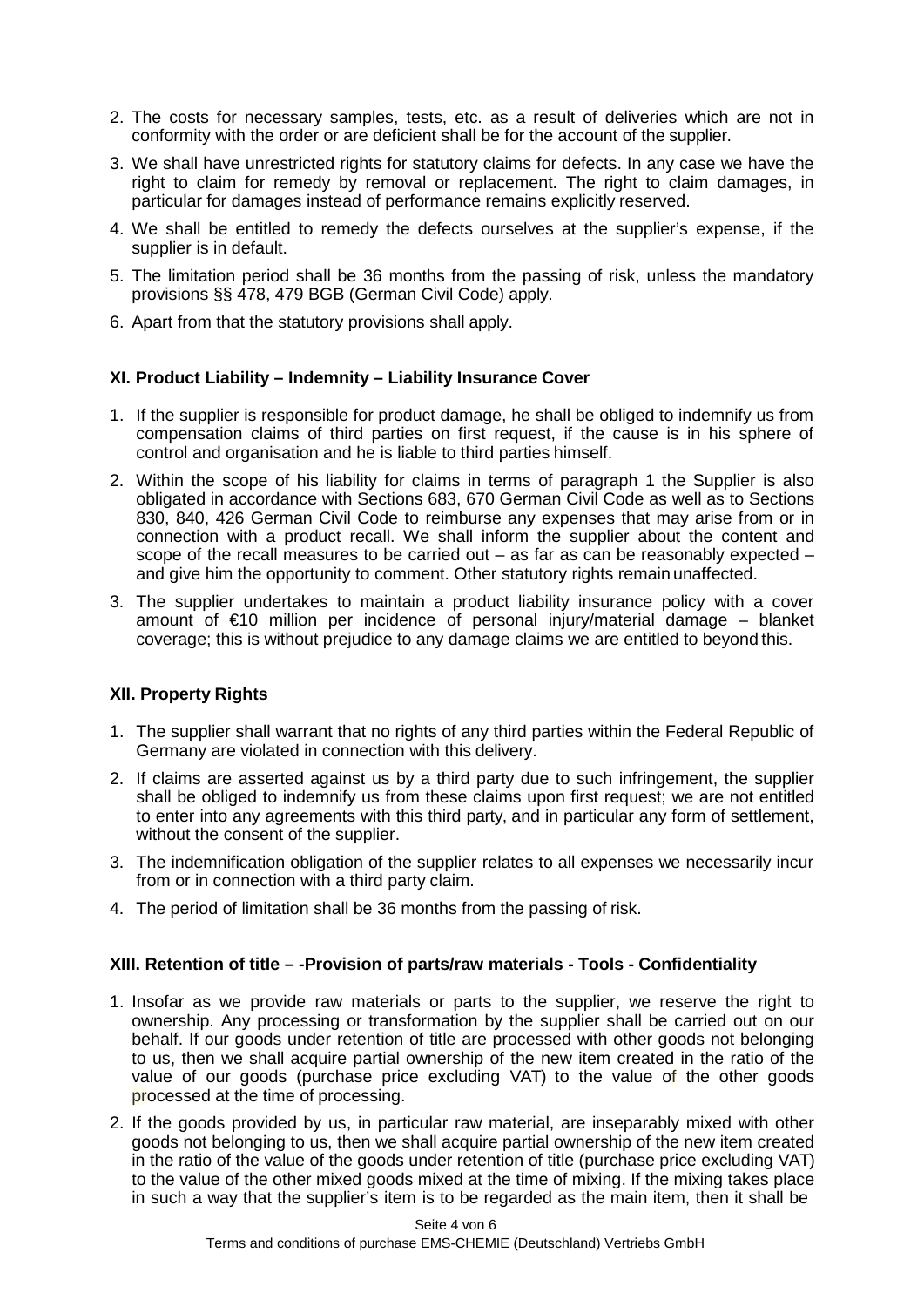2. The costs for necessary samples, tests, etc. as a result of deliveries which are not in conformity with the order or are deficient shall be for the account of the supplier.
3. We shall have unrestricted rights for statutory claims for defects. In any case we have the right to claim for remedy by removal or replacement. The right to claim damages, in particular for damages instead of performance remains explicitly reserved.
4. We shall be entitled to remedy the defects ourselves at the supplier's expense, if the supplier is in default.
5. The limitation period shall be 36 months from the passing of risk, unless the mandatory provisions §§ 478, 479 BGB (German Civil Code) apply.
6. Apart from that the statutory provisions shall apply.

### XI. Product Liability – Indemnity – Liability Insurance Cover

1. If the supplier is responsible for product damage, he shall be obliged to indemnify us from compensation claims of third parties on first request, if the cause is in his sphere of control and organisation and he is liable to third parties himself.
2. Within the scope of his liability for claims in terms of paragraph 1 the Supplier is also obligated in accordance with Sections 683, 670 German Civil Code as well as to Sections 830, 840, 426 German Civil Code to reimburse any expenses that may arise from or in connection with a product recall. We shall inform the supplier about the content and scope of the recall measures to be carried out – as far as can be reasonably expected – and give him the opportunity to comment. Other statutory rights remain unaffected.
3. The supplier undertakes to maintain a product liability insurance policy with a cover amount of €10 million per incidence of personal injury/material damage – blanket coverage; this is without prejudice to any damage claims we are entitled to beyond this.

### XII. Property Rights

1. The supplier shall warrant that no rights of any third parties within the Federal Republic of Germany are violated in connection with this delivery.
2. If claims are asserted against us by a third party due to such infringement, the supplier shall be obliged to indemnify us from these claims upon first request; we are not entitled to enter into any agreements with this third party, and in particular any form of settlement, without the consent of the supplier.
3. The indemnification obligation of the supplier relates to all expenses we necessarily incur from or in connection with a third party claim.
4. The period of limitation shall be 36 months from the passing of risk.

### XIII. Retention of title – -Provision of parts/raw materials - Tools - Confidentiality

1. Insofar as we provide raw materials or parts to the supplier, we reserve the right to ownership. Any processing or transformation by the supplier shall be carried out on our behalf. If our goods under retention of title are processed with other goods not belonging to us, then we shall acquire partial ownership of the new item created in the ratio of the value of our goods (purchase price excluding VAT) to the value of the other goods processed at the time of processing.
2. If the goods provided by us, in particular raw material, are inseparably mixed with other goods not belonging to us, then we shall acquire partial ownership of the new item created in the ratio of the value of the goods under retention of title (purchase price excluding VAT) to the value of the other mixed goods mixed at the time of mixing. If the mixing takes place in such a way that the supplier's item is to be regarded as the main item, then it shall be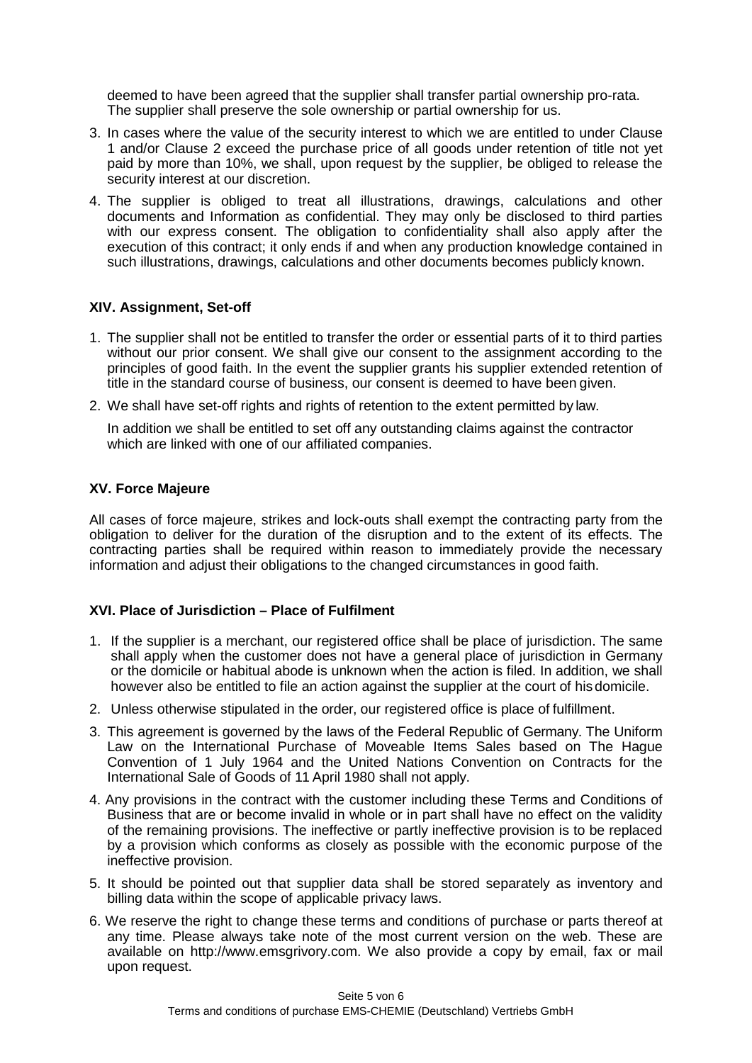deemed to have been agreed that the supplier shall transfer partial ownership pro-rata. The supplier shall preserve the sole ownership or partial ownership for us.

3. In cases where the value of the security interest to which we are entitled to under Clause 1 and/or Clause 2 exceed the purchase price of all goods under retention of title not yet paid by more than 10%, we shall, upon request by the supplier, be obliged to release the security interest at our discretion.
4. The supplier is obliged to treat all illustrations, drawings, calculations and other documents and Information as confidential. They may only be disclosed to third parties with our express consent. The obligation to confidentiality shall also apply after the execution of this contract; it only ends if and when any production knowledge contained in such illustrations, drawings, calculations and other documents becomes publicly known.

### XIV. Assignment, Set-off

1. The supplier shall not be entitled to transfer the order or essential parts of it to third parties without our prior consent. We shall give our consent to the assignment according to the principles of good faith. In the event the supplier grants his supplier extended retention of title in the standard course of business, our consent is deemed to have been given.
2. We shall have set-off rights and rights of retention to the extent permitted by law.

   In addition we shall be entitled to set off any outstanding claims against the contractor which are linked with one of our affiliated companies.

### XV. Force Majeure

All cases of force majeure, strikes and lock-outs shall exempt the contracting party from the obligation to deliver for the duration of the disruption and to the extent of its effects. The contracting parties shall be required within reason to immediately provide the necessary information and adjust their obligations to the changed circumstances in good faith.

### XVI. Place of Jurisdiction – Place of Fulfilment

1. If the supplier is a merchant, our registered office shall be place of jurisdiction. The same shall apply when the customer does not have a general place of jurisdiction in Germany or the domicile or habitual abode is unknown when the action is filed. In addition, we shall however also be entitled to file an action against the supplier at the court of his domicile.
2. Unless otherwise stipulated in the order, our registered office is place of fulfillment.
3. This agreement is governed by the laws of the Federal Republic of Germany. The Uniform Law on the International Purchase of Moveable Items Sales based on The Hague Convention of 1 July 1964 and the United Nations Convention on Contracts for the International Sale of Goods of 11 April 1980 shall not apply.
4. Any provisions in the contract with the customer including these Terms and Conditions of Business that are or become invalid in whole or in part shall have no effect on the validity of the remaining provisions. The ineffective or partly ineffective provision is to be replaced by a provision which conforms as closely as possible with the economic purpose of the ineffective provision.
5. It should be pointed out that supplier data shall be stored separately as inventory and billing data within the scope of applicable privacy laws.
6. We reserve the right to change these terms and conditions of purchase or parts thereof at any time. Please always take note of the most current version on the web. These are available on http://www.emsgrivory.com. We also provide a copy by email, fax or mail upon request.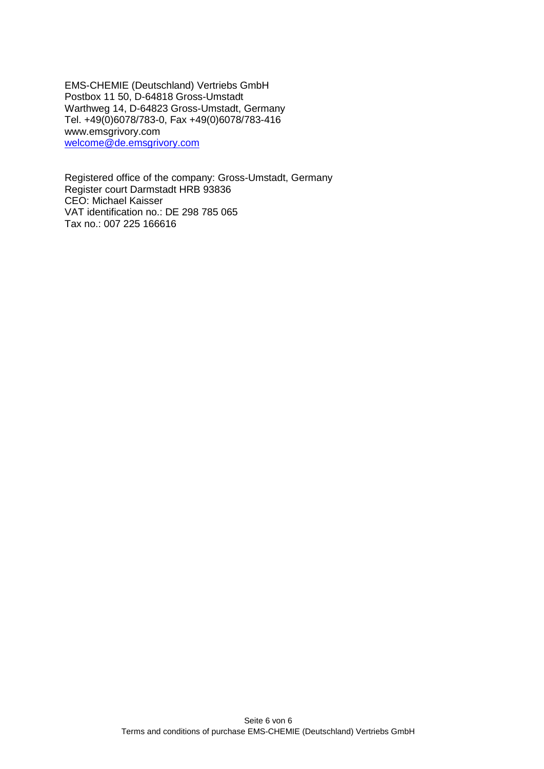EMS-CHEMIE (Deutschland) Vertriebs GmbH
Postbox 11 50, D-64818 Gross-Umstadt
Warthweg 14, D-64823 Gross-Umstadt, Germany
Tel. +49(0)6078/783-0, Fax +49(0)6078/783-416
www.emsgrivory.com
welcome@de.emsgrivory.com

Registered office of the company: Gross-Umstadt, Germany
Register court Darmstadt HRB 93836
CEO: Michael Kaisser
VAT identification no.: DE 298 785 065
Tax no.: 007 225 166616